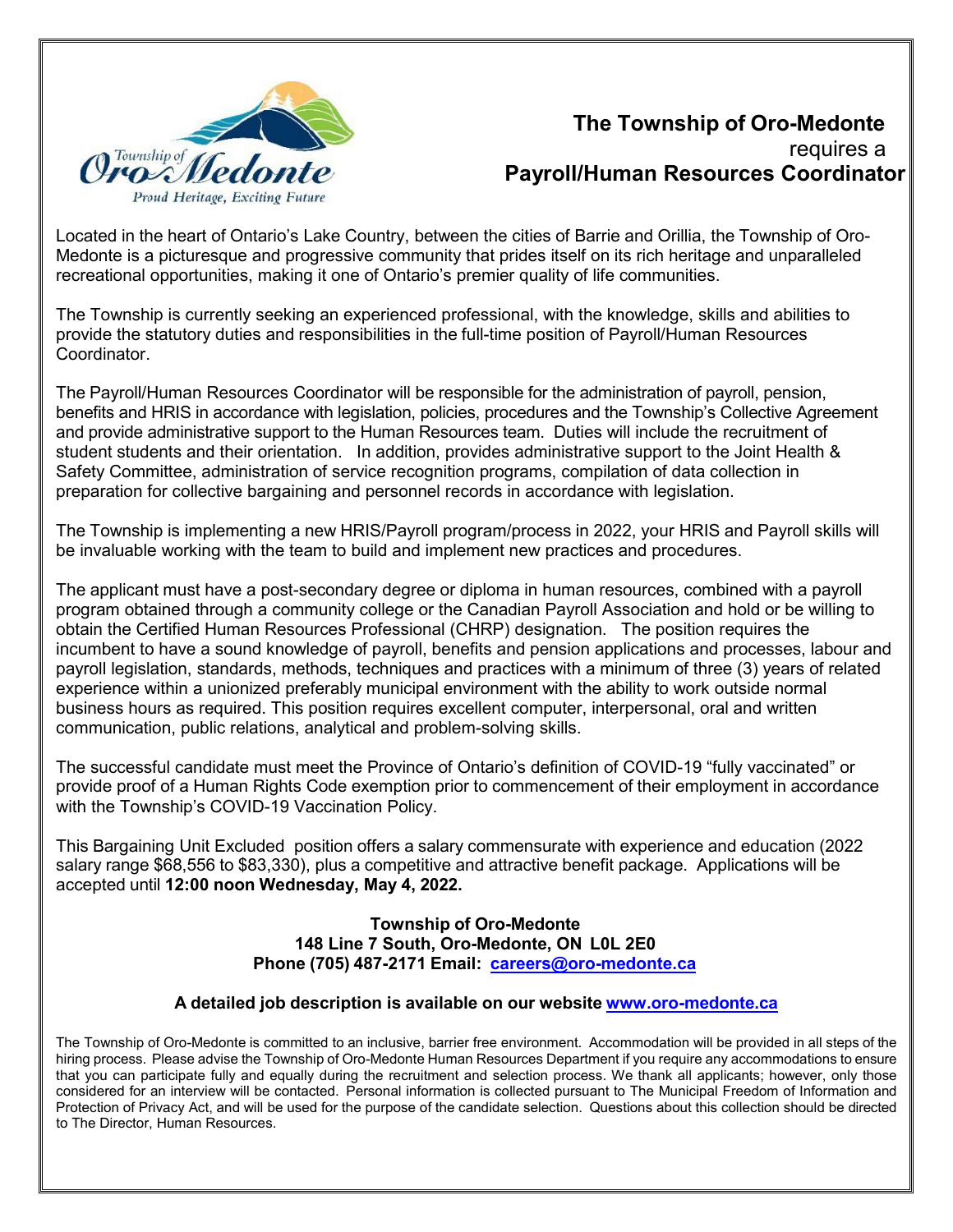# The Township of Oro-Medonte

requires a

## Payroll/Human Resources Coordinator

Located in the heart of Ontario's Lake Country, between the cities of Barrie and Orillia, the Township of Oro-Medonte is a picturesque and progressive community that prides itself on its rich heritage and unparalleled recreational opportunities, making it one of Ontario's premier quality of life communities.

The Township is currently seeking an experienced professional, with the knowledge, skills and abilities to provide the statutory duties and responsibilities in the full-time position of Payroll/Human Resources Coordinator.

The Payroll/Human Resources Coordinator will be responsible for the administration of payroll, pension, benefits and HRIS in accordance with legislation, policies, procedures and the Township's Collective Agreement and provide administrative support to the Human Resources team. Duties will include the recruitment of student students and their orientation. In addition, provides administrative support to the Joint Health & Safety Committee, administration of service recognition programs, compilation of data collection in preparation for collective bargaining and personnel records in accordance with legislation.

The Township is implementing a new HRIS/Payroll program/process in 2022, your HRIS and Payroll skills will be invaluable working with the team to build and implement new practices and procedures.

The applicant must have a post-secondary degree or diploma in human resources, combined with a payroll program obtained through a community college or the Canadian Payroll Association and hold or be willing to obtain the Certified Human Resources Professional (CHRP) designation. The position requires the incumbent to have a sound knowledge of payroll, benefits and pension applications and processes, labour and payroll legislation, standards, methods, techniques and practices with a minimum of three (3) years of related experience within a unionized preferably municipal environment with the ability to work outside normal business hours as required. This position requires excellent computer, interpersonal, oral and written communication, public relations, analytical and problem-solving skills.

The successful candidate must meet the Province of Ontario's definition of COVID-19 "fully vaccinated" or provide proof of a Human Rights Code exemption prior to commencement of their employment in accordance with the Township's COVID-19 Vaccination Policy.

This Bargaining Unit Excluded position offers a salary commensurate with experience and education (2022 salary range $68,556 to $83,330), plus a competitive and attractive benefit package. Applications will be accepted until **12:00 noon Wednesday, May 4, 2022.**

**Township of Oro-Medonte**
**148 Line 7 South, Oro-Medonte, ON L0L 2E0**
**Phone (705) 487-2171 Email: careers@oro-medonte.ca**

**A detailed job description is available on our website www.oro-medonte.ca**

The Township of Oro-Medonte is committed to an inclusive, barrier free environment. Accommodation will be provided in all steps of the hiring process. Please advise the Township of Oro-Medonte Human Resources Department if you require any accommodations to ensure that you can participate fully and equally during the recruitment and selection process. We thank all applicants; however, only those considered for an interview will be contacted. Personal information is collected pursuant to The Municipal Freedom of Information and Protection of Privacy Act, and will be used for the purpose of the candidate selection. Questions about this collection should be directed to The Director, Human Resources.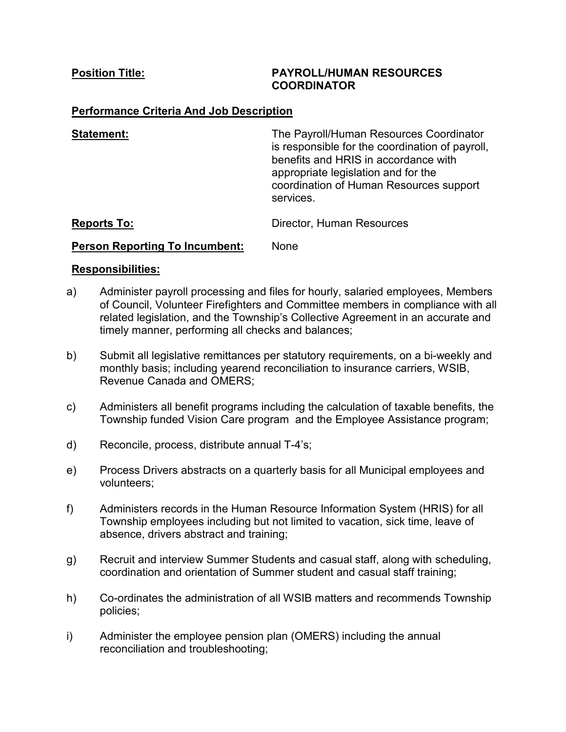**Position Title:** **PAYROLL/HUMAN RESOURCES COORDINATOR**

**Performance Criteria And Job Description**

**Statement:** The Payroll/Human Resources Coordinator is responsible for the coordination of payroll, benefits and HRIS in accordance with appropriate legislation and for the coordination of Human Resources support services.

**Reports To:** Director, Human Resources

**Person Reporting To Incumbent:** None

**Responsibilities:**

a) Administer payroll processing and files for hourly, salaried employees, Members of Council, Volunteer Firefighters and Committee members in compliance with all related legislation, and the Township's Collective Agreement in an accurate and timely manner, performing all checks and balances;

b) Submit all legislative remittances per statutory requirements, on a bi-weekly and monthly basis; including yearend reconciliation to insurance carriers, WSIB, Revenue Canada and OMERS;

c) Administers all benefit programs including the calculation of taxable benefits, the Township funded Vision Care program and the Employee Assistance program;

d) Reconcile, process, distribute annual T-4's;

e) Process Drivers abstracts on a quarterly basis for all Municipal employees and volunteers;

f) Administers records in the Human Resource Information System (HRIS) for all Township employees including but not limited to vacation, sick time, leave of absence, drivers abstract and training;

g) Recruit and interview Summer Students and casual staff, along with scheduling, coordination and orientation of Summer student and casual staff training;

h) Co-ordinates the administration of all WSIB matters and recommends Township policies;

i) Administer the employee pension plan (OMERS) including the annual reconciliation and troubleshooting;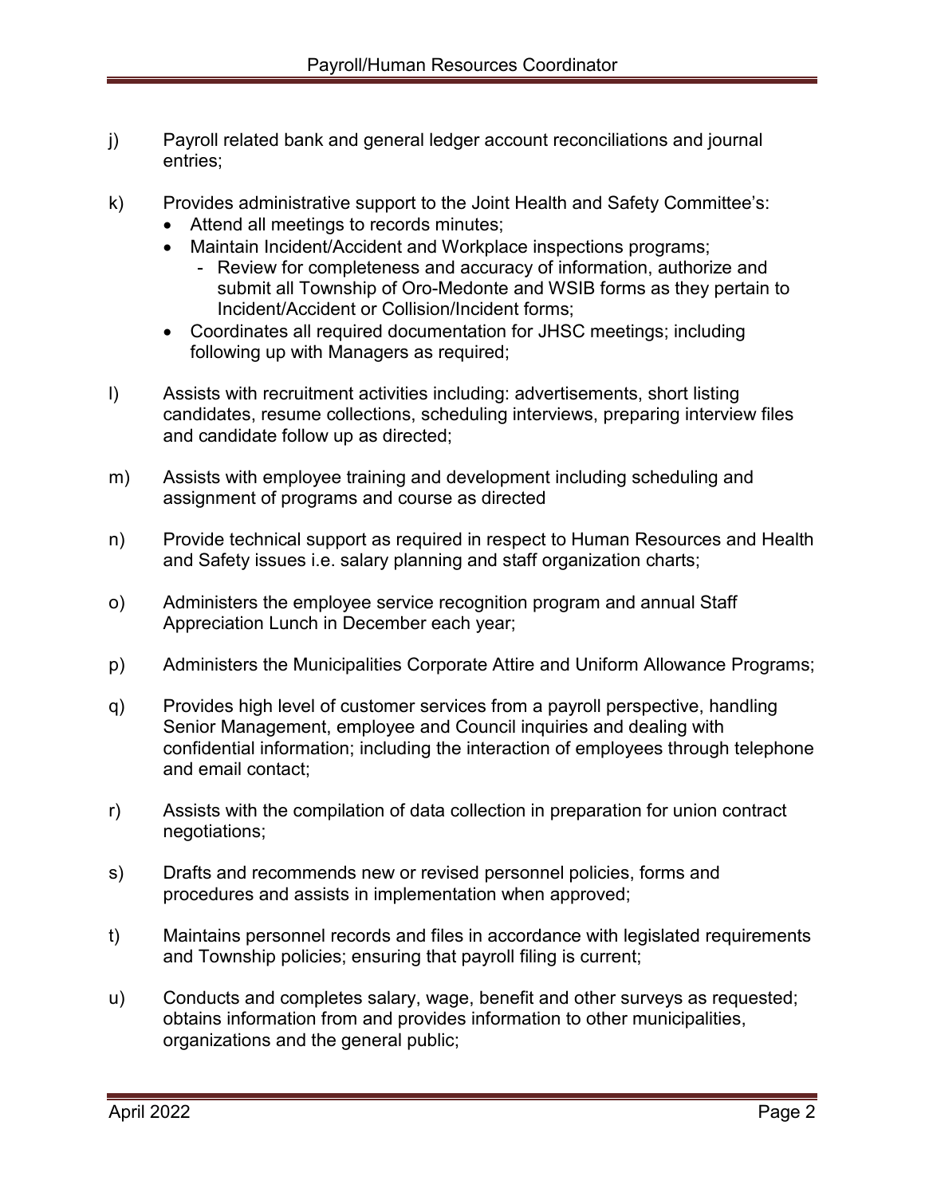j) Payroll related bank and general ledger account reconciliations and journal entries;

k) Provides administrative support to the Joint Health and Safety Committee's:
   - Attend all meetings to records minutes;
   - Maintain Incident/Accident and Workplace inspections programs;
     - Review for completeness and accuracy of information, authorize and submit all Township of Oro-Medonte and WSIB forms as they pertain to Incident/Accident or Collision/Incident forms;
   - Coordinates all required documentation for JHSC meetings; including following up with Managers as required;

l) Assists with recruitment activities including: advertisements, short listing candidates, resume collections, scheduling interviews, preparing interview files and candidate follow up as directed;

m) Assists with employee training and development including scheduling and assignment of programs and course as directed

n) Provide technical support as required in respect to Human Resources and Health and Safety issues i.e. salary planning and staff organization charts;

o) Administers the employee service recognition program and annual Staff Appreciation Lunch in December each year;

p) Administers the Municipalities Corporate Attire and Uniform Allowance Programs;

q) Provides high level of customer services from a payroll perspective, handling Senior Management, employee and Council inquiries and dealing with confidential information; including the interaction of employees through telephone and email contact;

r) Assists with the compilation of data collection in preparation for union contract negotiations;

s) Drafts and recommends new or revised personnel policies, forms and procedures and assists in implementation when approved;

t) Maintains personnel records and files in accordance with legislated requirements and Township policies; ensuring that payroll filing is current;

u) Conducts and completes salary, wage, benefit and other surveys as requested; obtains information from and provides information to other municipalities, organizations and the general public;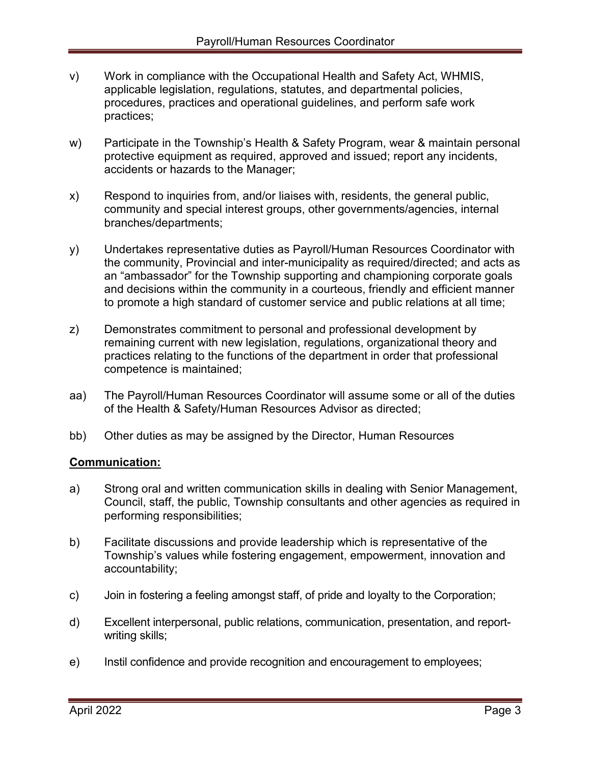v) Work in compliance with the Occupational Health and Safety Act, WHMIS, applicable legislation, regulations, statutes, and departmental policies, procedures, practices and operational guidelines, and perform safe work practices;

w) Participate in the Township's Health & Safety Program, wear & maintain personal protective equipment as required, approved and issued; report any incidents, accidents or hazards to the Manager;

x) Respond to inquiries from, and/or liaises with, residents, the general public, community and special interest groups, other governments/agencies, internal branches/departments;

y) Undertakes representative duties as Payroll/Human Resources Coordinator with the community, Provincial and inter-municipality as required/directed; and acts as an "ambassador" for the Township supporting and championing corporate goals and decisions within the community in a courteous, friendly and efficient manner to promote a high standard of customer service and public relations at all time;

z) Demonstrates commitment to personal and professional development by remaining current with new legislation, regulations, organizational theory and practices relating to the functions of the department in order that professional competence is maintained;

aa) The Payroll/Human Resources Coordinator will assume some or all of the duties of the Health & Safety/Human Resources Advisor as directed;

bb) Other duties as may be assigned by the Director, Human Resources

**Communication:**

a) Strong oral and written communication skills in dealing with Senior Management, Council, staff, the public, Township consultants and other agencies as required in performing responsibilities;

b) Facilitate discussions and provide leadership which is representative of the Township's values while fostering engagement, empowerment, innovation and accountability;

c) Join in fostering a feeling amongst staff, of pride and loyalty to the Corporation;

d) Excellent interpersonal, public relations, communication, presentation, and report-writing skills;

e) Instil confidence and provide recognition and encouragement to employees;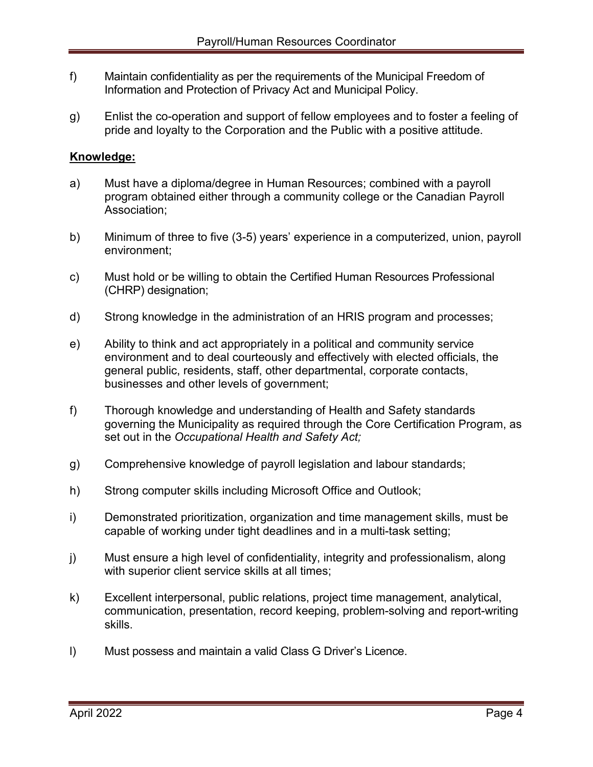f) Maintain confidentiality as per the requirements of the Municipal Freedom of Information and Protection of Privacy Act and Municipal Policy.

g) Enlist the co-operation and support of fellow employees and to foster a feeling of pride and loyalty to the Corporation and the Public with a positive attitude.

**Knowledge:**

a) Must have a diploma/degree in Human Resources; combined with a payroll program obtained either through a community college or the Canadian Payroll Association;

b) Minimum of three to five (3-5) years' experience in a computerized, union, payroll environment;

c) Must hold or be willing to obtain the Certified Human Resources Professional (CHRP) designation;

d) Strong knowledge in the administration of an HRIS program and processes;

e) Ability to think and act appropriately in a political and community service environment and to deal courteously and effectively with elected officials, the general public, residents, staff, other departmental, corporate contacts, businesses and other levels of government;

f) Thorough knowledge and understanding of Health and Safety standards governing the Municipality as required through the Core Certification Program, as set out in the *Occupational Health and Safety Act;*

g) Comprehensive knowledge of payroll legislation and labour standards;

h) Strong computer skills including Microsoft Office and Outlook;

i) Demonstrated prioritization, organization and time management skills, must be capable of working under tight deadlines and in a multi-task setting;

j) Must ensure a high level of confidentiality, integrity and professionalism, along with superior client service skills at all times;

k) Excellent interpersonal, public relations, project time management, analytical, communication, presentation, record keeping, problem-solving and report-writing skills.

l) Must possess and maintain a valid Class G Driver's Licence.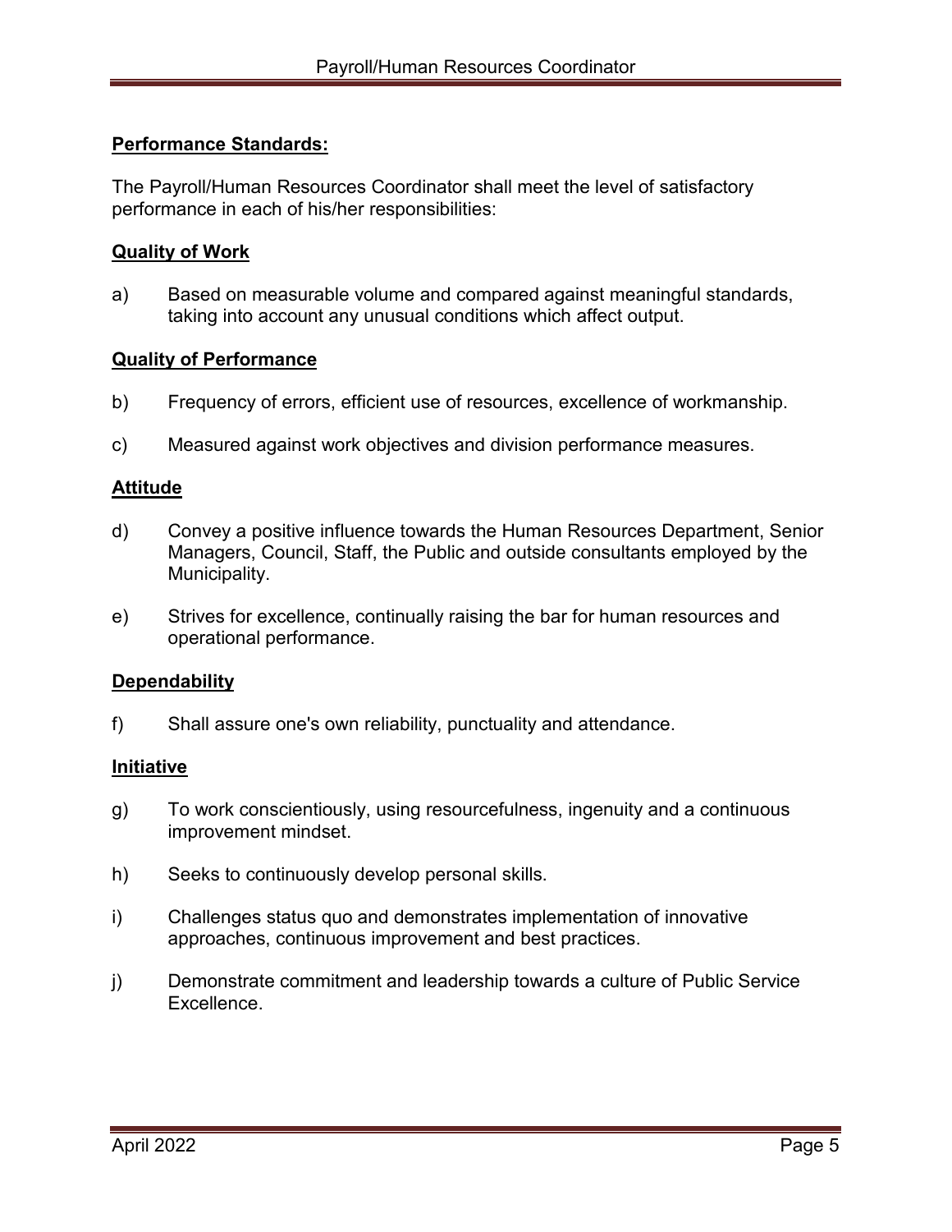**Performance Standards:**

The Payroll/Human Resources Coordinator shall meet the level of satisfactory performance in each of his/her responsibilities:

**Quality of Work**

a) Based on measurable volume and compared against meaningful standards, taking into account any unusual conditions which affect output.

**Quality of Performance**

b) Frequency of errors, efficient use of resources, excellence of workmanship.

c) Measured against work objectives and division performance measures.

**Attitude**

d) Convey a positive influence towards the Human Resources Department, Senior Managers, Council, Staff, the Public and outside consultants employed by the Municipality.

e) Strives for excellence, continually raising the bar for human resources and operational performance.

**Dependability**

f) Shall assure one's own reliability, punctuality and attendance.

**Initiative**

g) To work conscientiously, using resourcefulness, ingenuity and a continuous improvement mindset.

h) Seeks to continuously develop personal skills.

i) Challenges status quo and demonstrates implementation of innovative approaches, continuous improvement and best practices.

j) Demonstrate commitment and leadership towards a culture of Public Service Excellence.